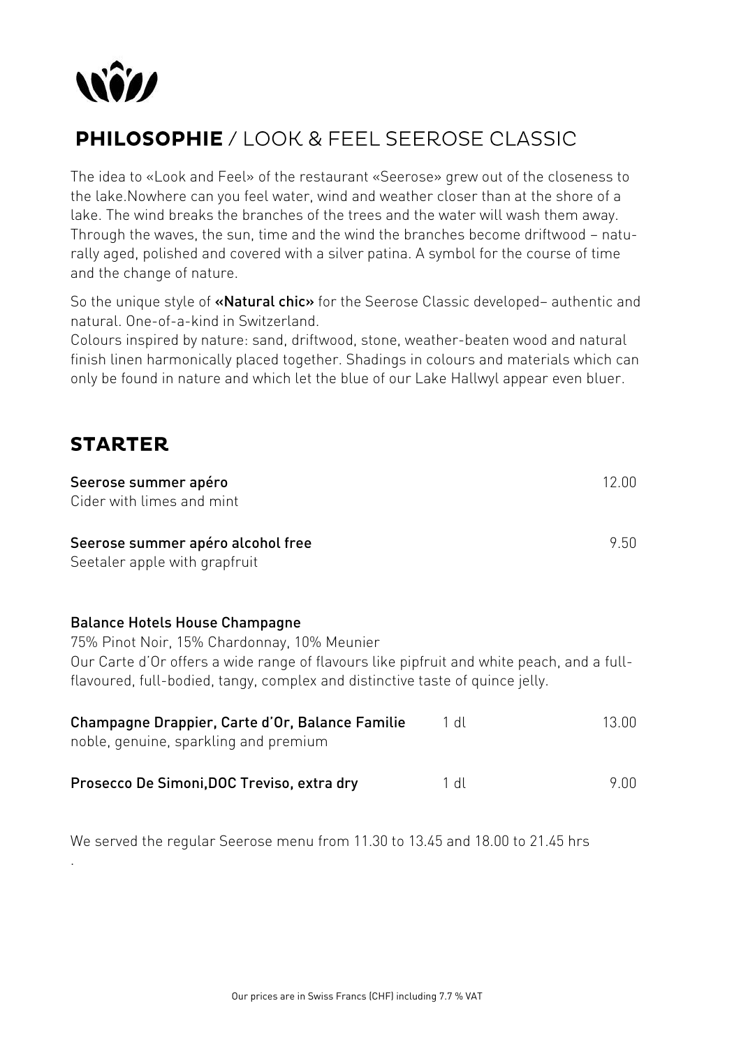## **PHILOSOPHIE** / LOOK & FEEL SEEROSE CLASSIC

The idea to «Look and Feel» of the restaurant «Seerose» grew out of the closeness to the lake.Nowhere can you feel water, wind and weather closer than at the shore of a lake. The wind breaks the branches of the trees and the water will wash them away. Through the waves, the sun, time and the wind the branches become driftwood – naturally aged, polished and covered with a silver patina. A symbol for the course of time and the change of nature.

So the unique style of **«Natural chic»** for the Seerose Classic developed– authentic and natural. One-of-a-kind in Switzerland.
Colours inspired by nature: sand, driftwood, stone, weather-beaten wood and natural finish linen harmonically placed together. Shadings in colours and materials which can only be found in nature and which let the blue of our Lake Hallwyl appear even bluer.

## STARTER

| | | |
|---|---|---|
| **Seerose summer apéro**<br>Cider with limes and mint | | 12.00 |
| **Seerose summer apéro alcohol free**<br>Seetaler apple with grapfruit | | 9.50 |

**Balance Hotels House Champagne**
75% Pinot Noir, 15% Chardonnay, 10% Meunier
Our Carte d'Or offers a wide range of flavours like pipfruit and white peach, and a full-flavoured, full-bodied, tangy, complex and distinctive taste of quince jelly.

| | | |
|---|---|---|
| **Champagne Drappier, Carte d'Or, Balance Familie**<br>noble, genuine, sparkling and premium | 1 dl | 13.00 |
| **Prosecco De Simoni,DOC Treviso, extra dry** | 1 dl | 9.00 |

We served the regular Seerose menu from 11.30 to 13.45 and 18.00 to 21.45 hrs
.

Our prices are in Swiss Francs (CHF) including 7.7 % VAT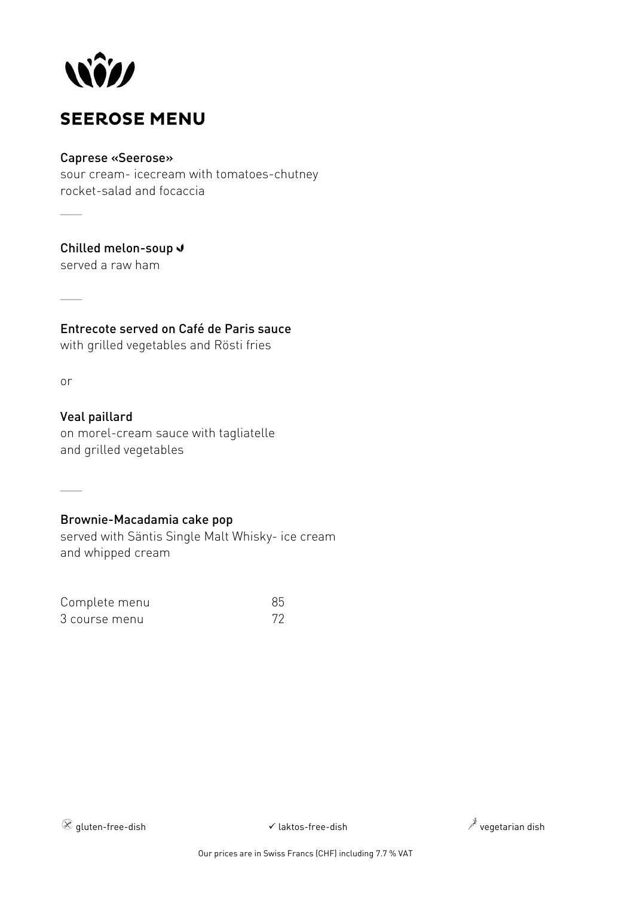# SEEROSE MENU

**Caprese «Seerose»**
sour cream- icecream with tomatoes-chutney
rocket-salad and focaccia

---

**Chilled melon-soup ✓**
served a raw ham

---

**Entrecote served on Café de Paris sauce**
with grilled vegetables and Rösti fries

or

**Veal paillard**
on morel-cream sauce with tagliatelle
and grilled vegetables

---

**Brownie-Macadamia cake pop**
served with Säntis Single Malt Whisky- ice cream
and whipped cream

| | |
|---|---|
| Complete menu | 85 |
| 3 course menu | 72 |

gluten-free-dish ✓ laktos-free-dish vegetarian dish

Our prices are in Swiss Francs (CHF) including 7.7 % VAT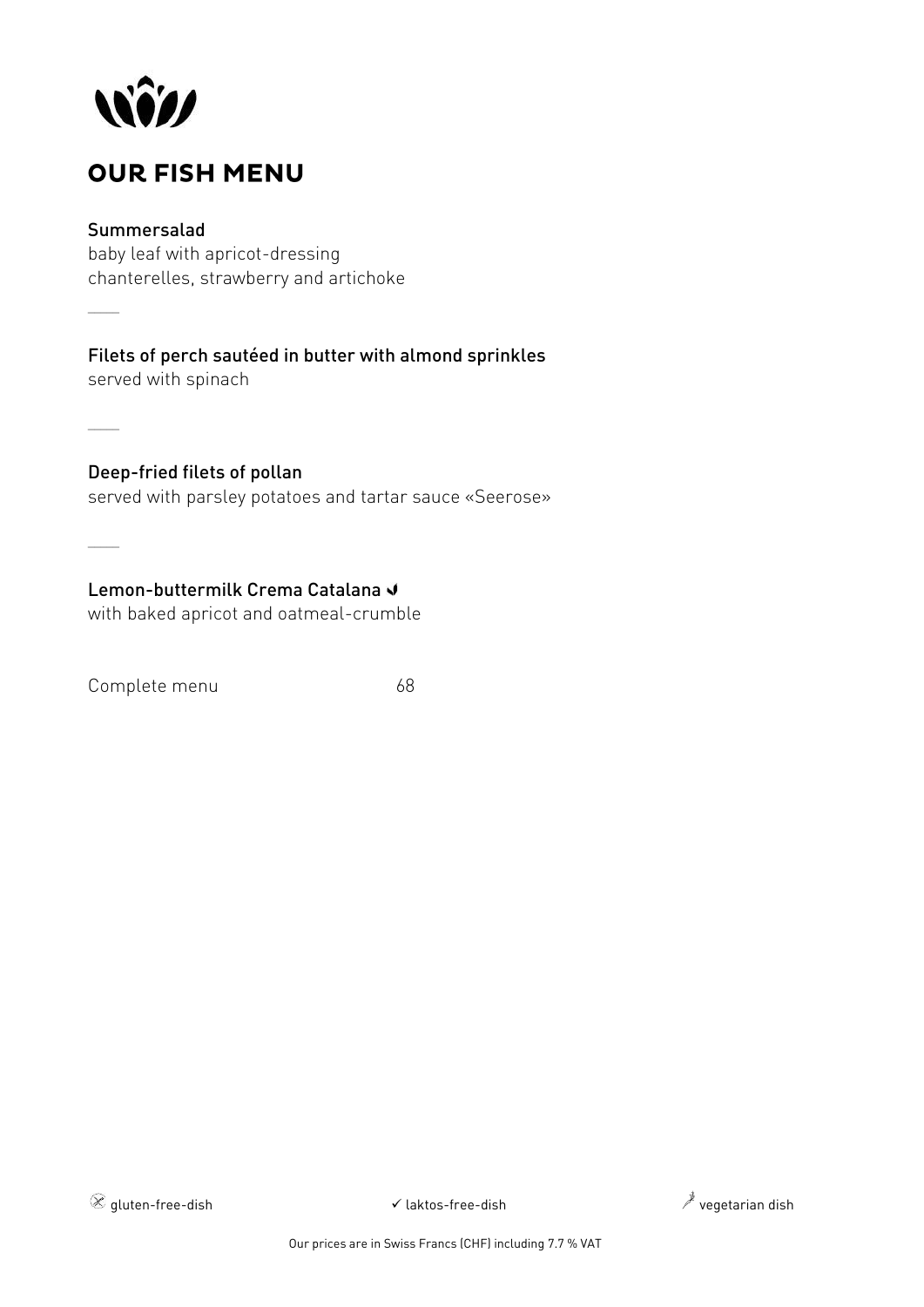# OUR FISH MENU

**Summersalad**
baby leaf with apricot-dressing
chanterelles, strawberry and artichoke

---

**Filets of perch sautéed in butter with almond sprinkles**
served with spinach

---

**Deep-fried filets of pollan**
served with parsley potatoes and tartar sauce «Seerose»

---

**Lemon-buttermilk Crema Catalana**
with baked apricot and oatmeal-crumble

Complete menu 68

gluten-free-dish ✓ laktos-free-dish vegetarian dish

Our prices are in Swiss Francs (CHF) including 7.7 % VAT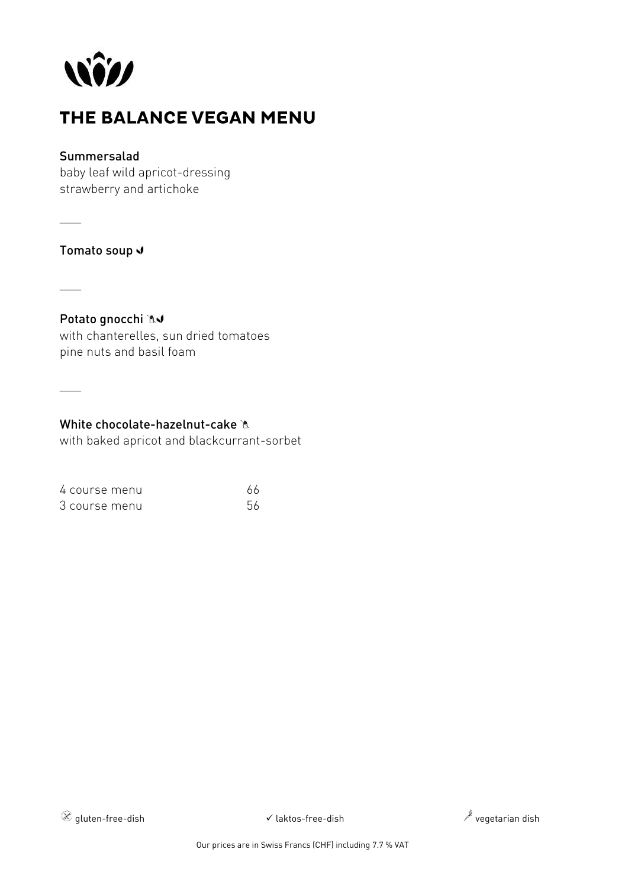# THE BALANCE VEGAN MENU

**Summersalad**
baby leaf wild apricot-dressing
strawberry and artichoke

---

**Tomato soup** ✓

---

**Potato gnocchi** ✓
with chanterelles, sun dried tomatoes
pine nuts and basil foam

---

**White chocolate-hazelnut-cake**
with baked apricot and blackcurrant-sorbet

| | |
|---|---|
| 4 course menu | 66 |
| 3 course menu | 56 |

gluten-free-dish ✓ laktos-free-dish vegetarian dish

Our prices are in Swiss Francs (CHF) including 7.7 % VAT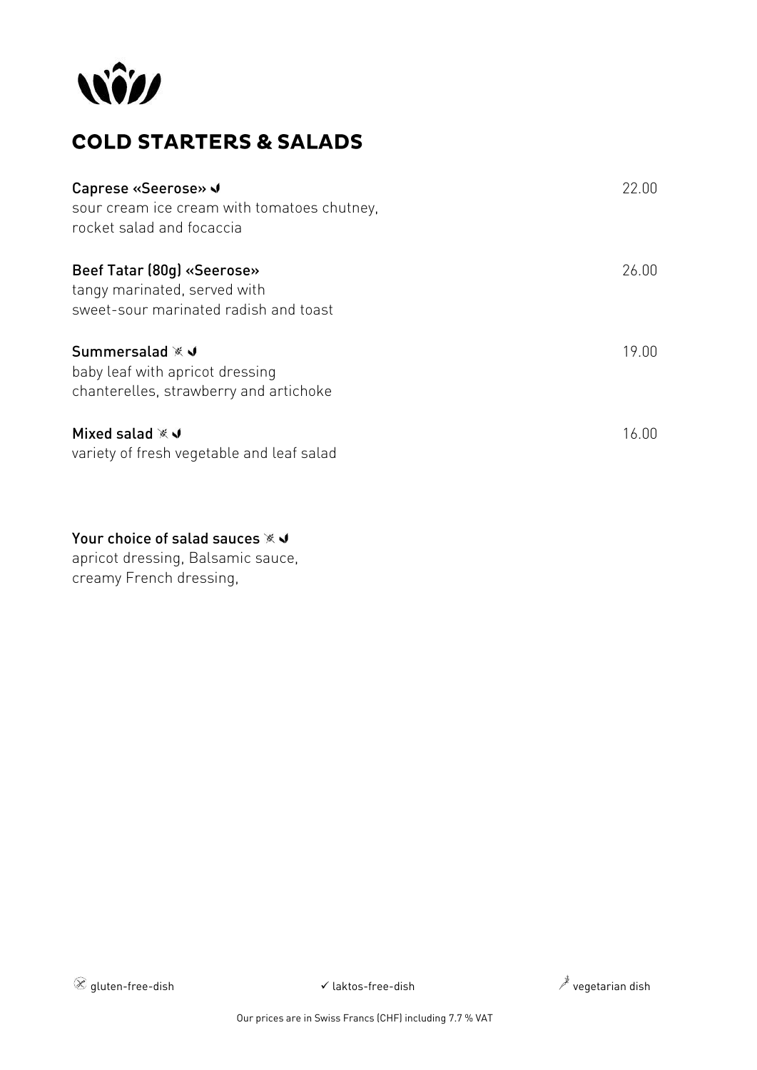# COLD STARTERS & SALADS

**Caprese «Seerose»** ✓ — 22.00
sour cream ice cream with tomatoes chutney,
rocket salad and focaccia

**Beef Tatar (80g) «Seerose»** — 26.00
tangy marinated, served with
sweet-sour marinated radish and toast

**Summersalad** ✓ — 19.00
baby leaf with apricot dressing
chanterelles, strawberry and artichoke

**Mixed salad** ✓ — 16.00
variety of fresh vegetable and leaf salad

**Your choice of salad sauces** ✓
apricot dressing, Balsamic sauce,
creamy French dressing,

gluten-free-dish ✓ laktos-free-dish vegetarian dish

Our prices are in Swiss Francs (CHF) including 7.7 % VAT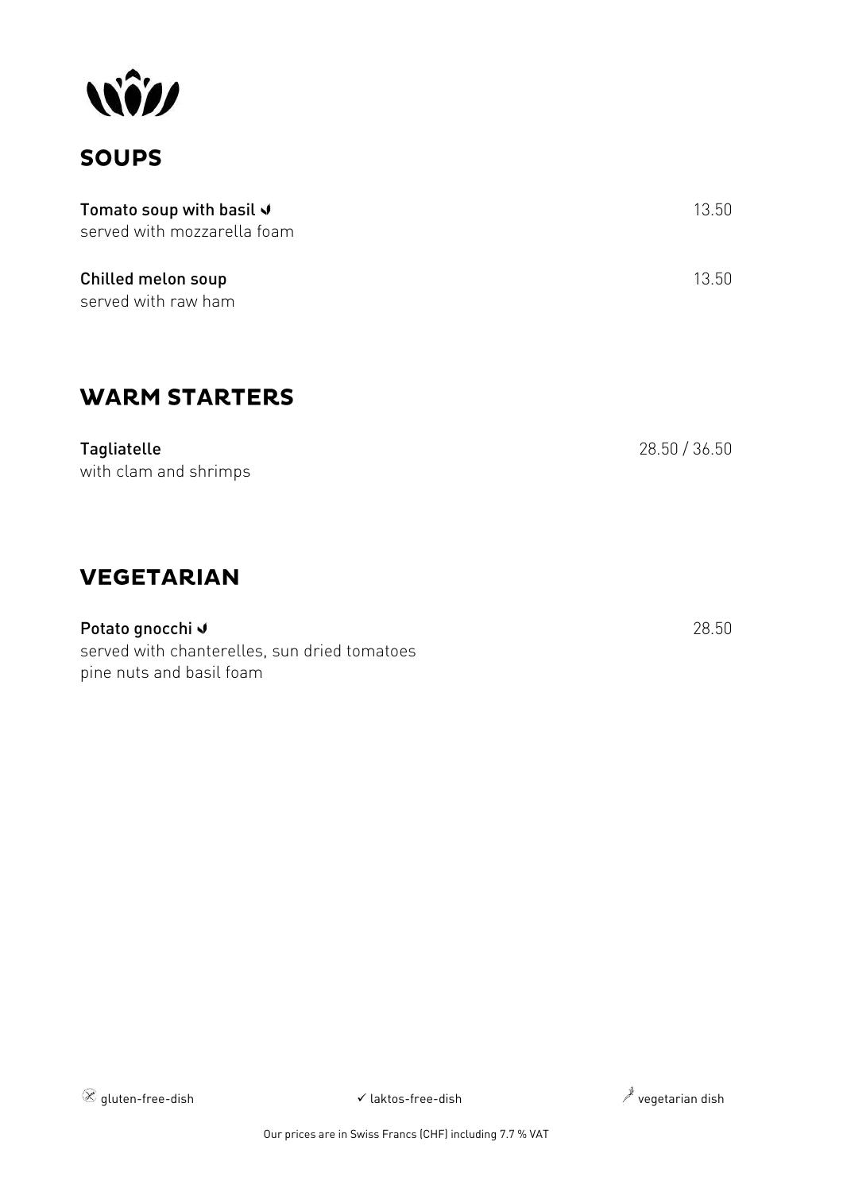## SOUPS

**Tomato soup with basil** ✓ 13.50
served with mozzarella foam

**Chilled melon soup** 13.50
served with raw ham

## WARM STARTERS

**Tagliatelle** 28.50 / 36.50
with clam and shrimps

## VEGETARIAN

**Potato gnocchi** ✓ 28.50
served with chanterelles, sun dried tomatoes
pine nuts and basil foam

gluten-free-dish ✓ laktos-free-dish vegetarian dish

Our prices are in Swiss Francs (CHF) including 7.7 % VAT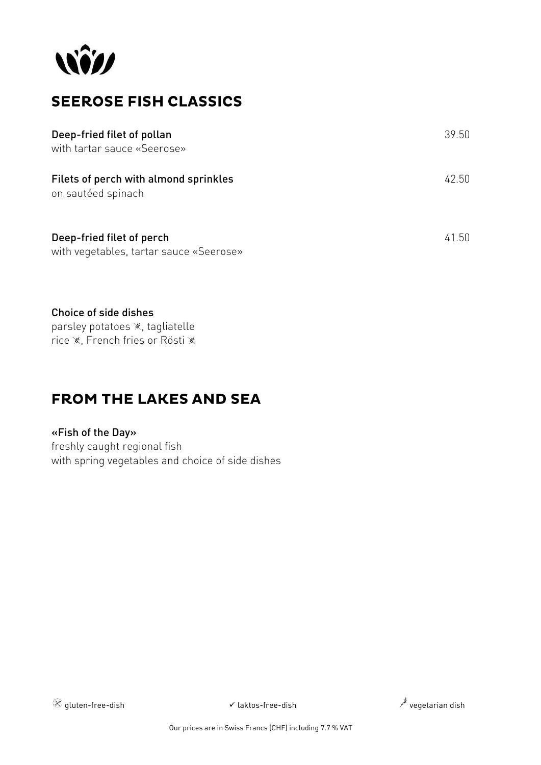## SEEROSE FISH CLASSICS

**Deep-fried filet of pollan** 39.50
with tartar sauce «Seerose»

**Filets of perch with almond sprinkles** 42.50
on sautéed spinach

**Deep-fried filet of perch** 41.50
with vegetables, tartar sauce «Seerose»

**Choice of side dishes**
parsley potatoes ⊗, tagliatelle
rice ⊗, French fries or Rösti ⊗

## FROM THE LAKES AND SEA

**«Fish of the Day»**
freshly caught regional fish
with spring vegetables and choice of side dishes

⊗ gluten-free-dish ✓ laktos-free-dish vegetarian dish

Our prices are in Swiss Francs (CHF) including 7.7 % VAT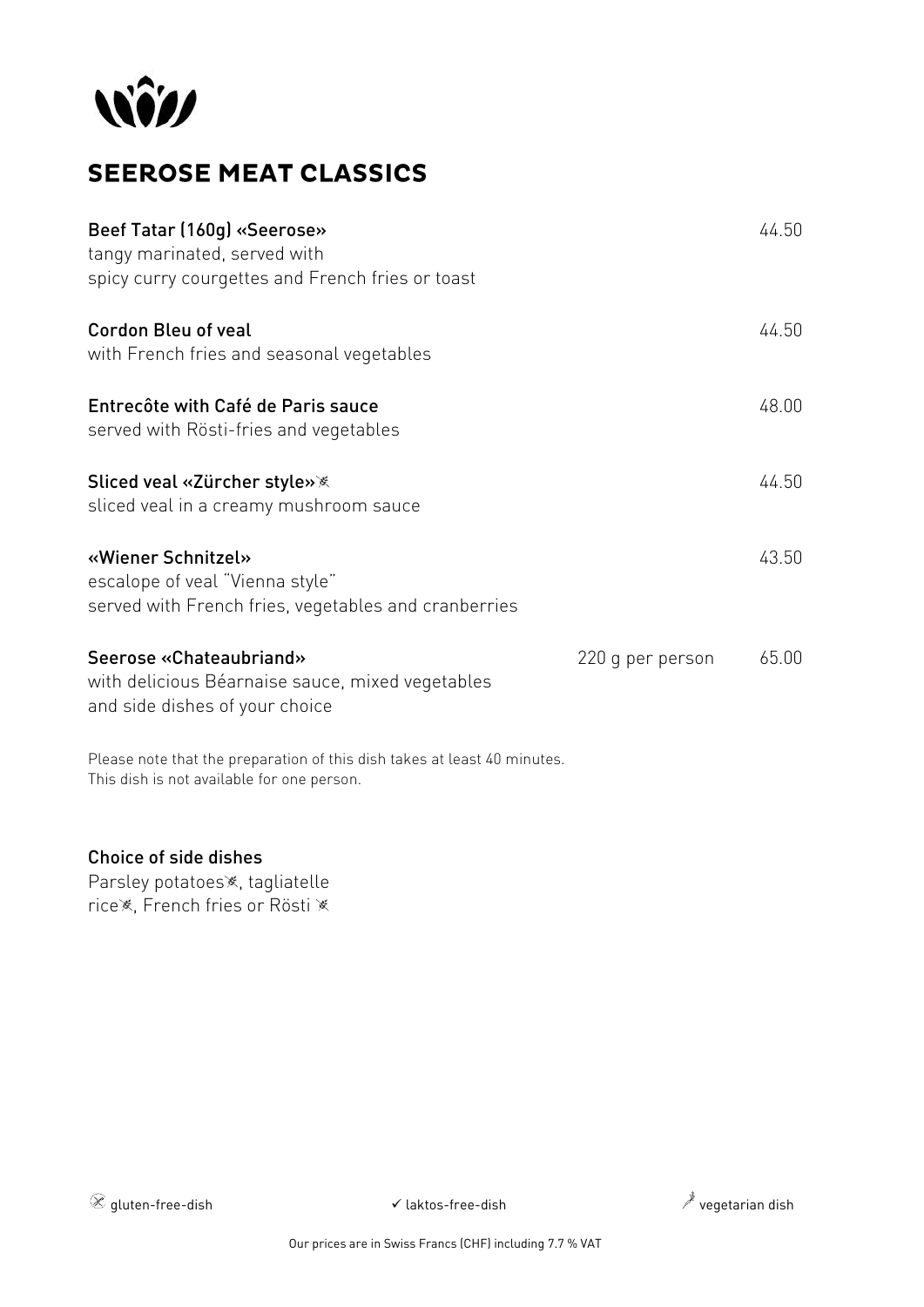# SEEROSE MEAT CLASSICS

**Beef Tatar (160g) «Seerose»** — 44.50
tangy marinated, served with
spicy curry courgettes and French fries or toast

**Cordon Bleu of veal** — 44.50
with French fries and seasonal vegetables

**Entrecôte with Café de Paris sauce** — 48.00
served with Rösti-fries and vegetables

**Sliced veal «Zürcher style»** ⊗ — 44.50
sliced veal in a creamy mushroom sauce

**«Wiener Schnitzel»** — 43.50
escalope of veal "Vienna style"
served with French fries, vegetables and cranberries

**Seerose «Chateaubriand»** — 220 g per person — 65.00
with delicious Béarnaise sauce, mixed vegetables
and side dishes of your choice

Please note that the preparation of this dish takes at least 40 minutes.
This dish is not available for one person.

**Choice of side dishes**
Parsley potatoes⊗, tagliatelle
rice⊗, French fries or Rösti ⊗

⊗ gluten-free-dish ✓ laktos-free-dish vegetarian dish

Our prices are in Swiss Francs (CHF) including 7.7 % VAT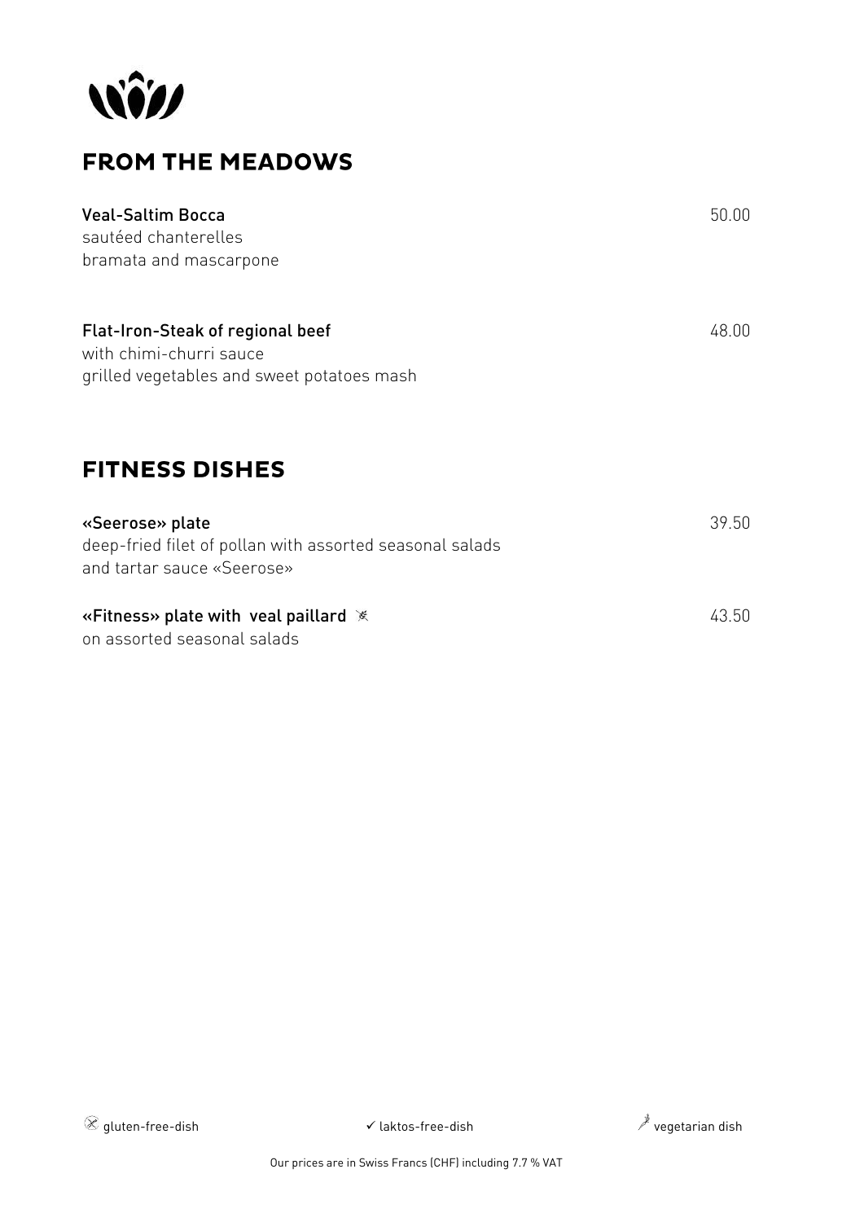## FROM THE MEADOWS

**Veal-Saltim Bocca** 50.00
sautéed chanterelles
bramata and mascarpone

**Flat-Iron-Steak of regional beef** 48.00
with chimi-churri sauce
grilled vegetables and sweet potatoes mash

## FITNESS DISHES

**«Seerose» plate** 39.50
deep-fried filet of pollan with assorted seasonal salads
and tartar sauce «Seerose»

**«Fitness» plate with veal paillard** ✗ 43.50
on assorted seasonal salads

✗ gluten-free-dish ✓ laktos-free-dish vegetarian dish

Our prices are in Swiss Francs (CHF) including 7.7 % VAT